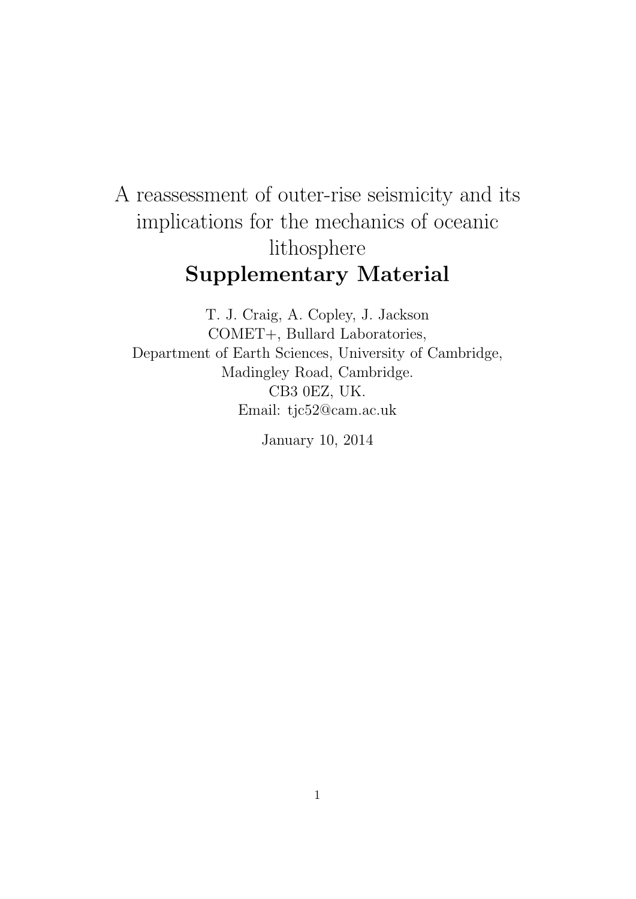# A reassessment of outer-rise seismicity and its implications for the mechanics of oceanic lithosphere

## Supplementary Material

T. J. Craig, A. Copley, J. Jackson
COMET+, Bullard Laboratories,
Department of Earth Sciences, University of Cambridge,
Madingley Road, Cambridge.
CB3 0EZ, UK.
Email: tjc52@cam.ac.uk

January 10, 2014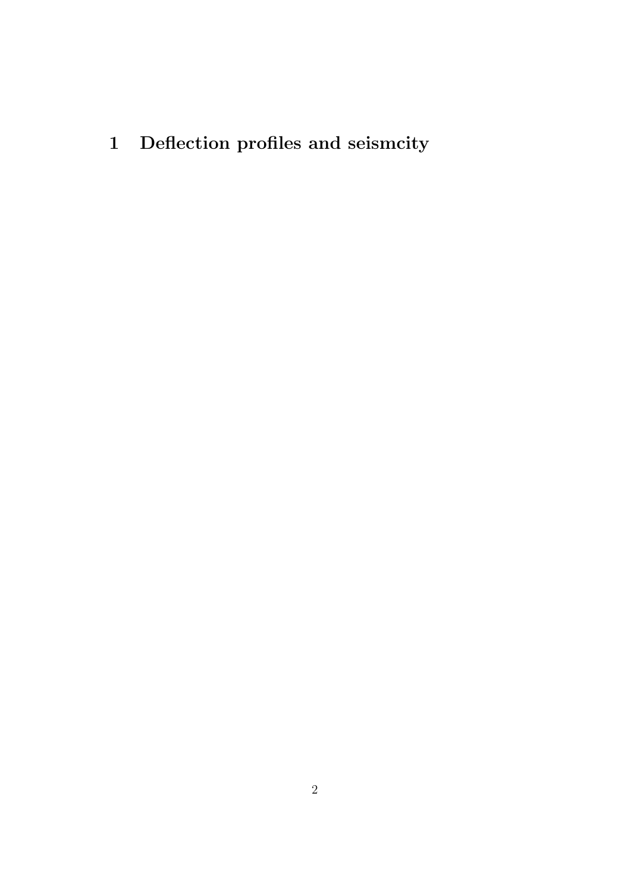# 1 Deflection profiles and seismcity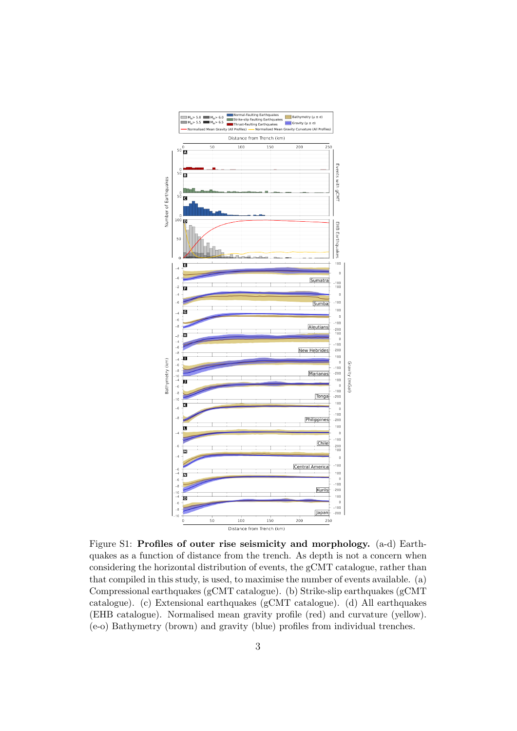Figure S1: **Profiles of outer rise seismicity and morphology.** (a-d) Earthquakes as a function of distance from the trench. As depth is not a concern when considering the horizontal distribution of events, the gCMT catalogue, rather than that compiled in this study, is used, to maximise the number of events available. (a) Compressional earthquakes (gCMT catalogue). (b) Strike-slip earthquakes (gCMT catalogue). (c) Extensional earthquakes (gCMT catalogue). (d) All earthquakes (EHB catalogue). Normalised mean gravity profile (red) and curvature (yellow). (e-o) Bathymetry (brown) and gravity (blue) profiles from individual trenches.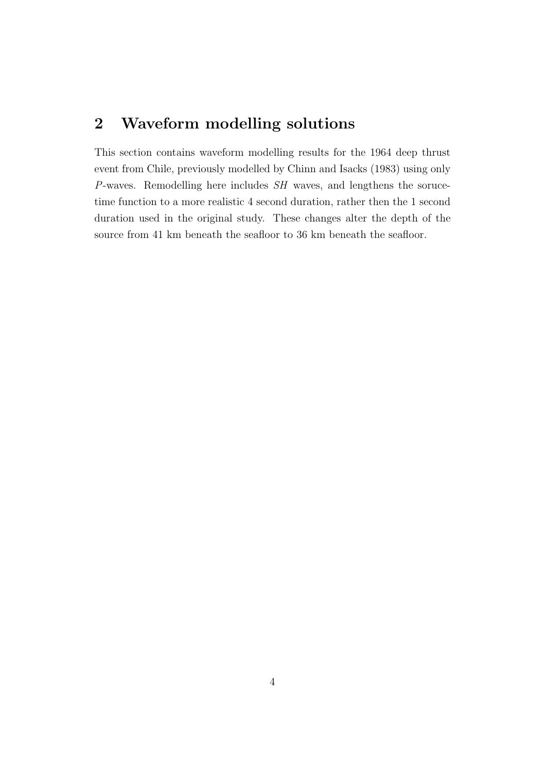## 2 Waveform modelling solutions

This section contains waveform modelling results for the 1964 deep thrust event from Chile, previously modelled by Chinn and Isacks (1983) using only *P*-waves. Remodelling here includes *SH* waves, and lengthens the sorucetime function to a more realistic 4 second duration, rather then the 1 second duration used in the original study. These changes alter the depth of the source from 41 km beneath the seafloor to 36 km beneath the seafloor.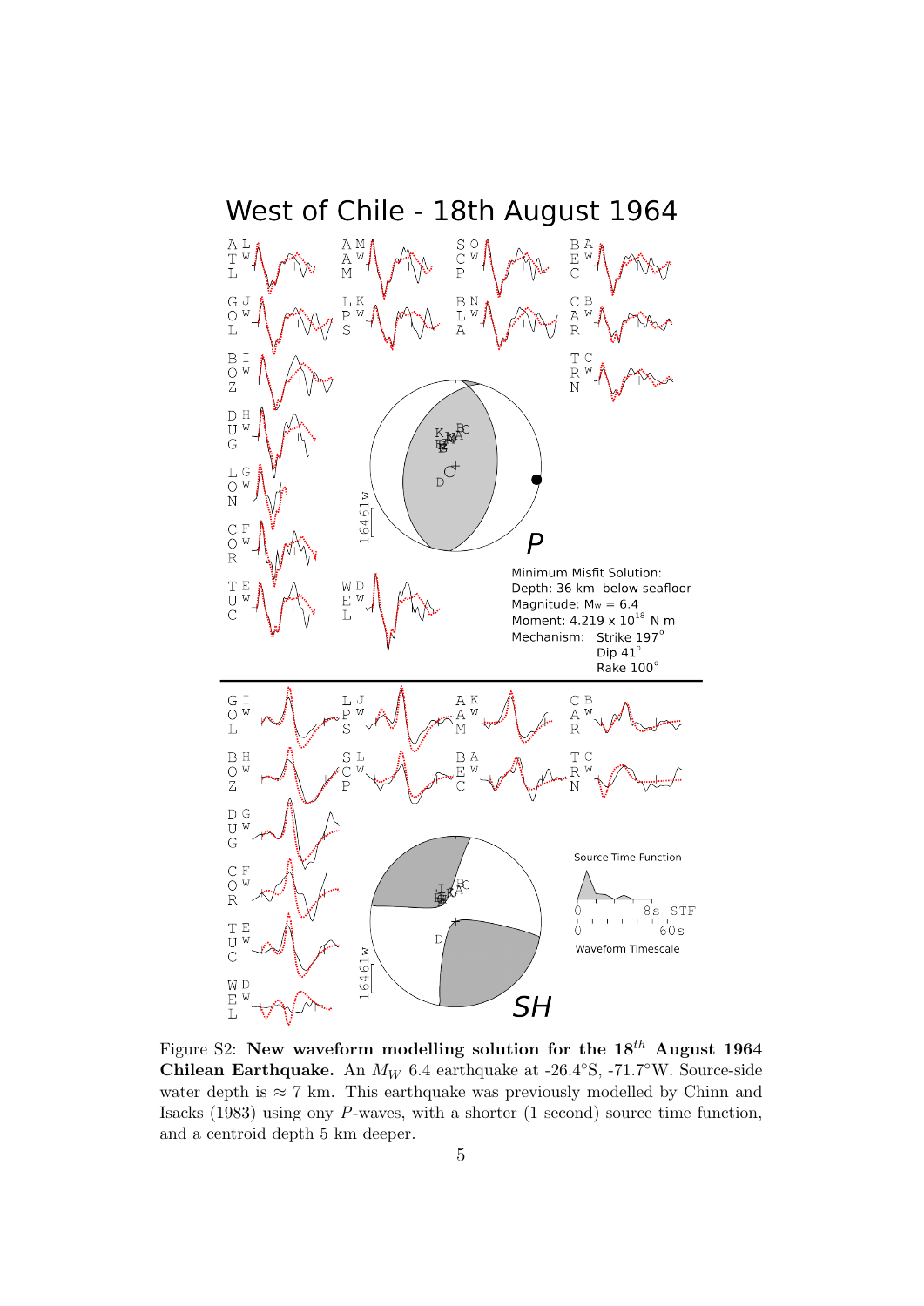# West of Chile - 18th August 1964

Minimum Misfit Solution:
Depth: 36 km below seafloor
Magnitude: $M_W$ = 6.4
Moment: 4.219 x $10^{18}$ N m
Mechanism: Strike 197°
Dip 41°
Rake 100°

Figure S2: **New waveform modelling solution for the 18$^{th}$ August 1964 Chilean Earthquake.** An $M_W$ 6.4 earthquake at -26.4°S, -71.7°W. Source-side water depth is ≈ 7 km. This earthquake was previously modelled by Chinn and Isacks (1983) using ony $P$-waves, with a shorter (1 second) source time function, and a centroid depth 5 km deeper.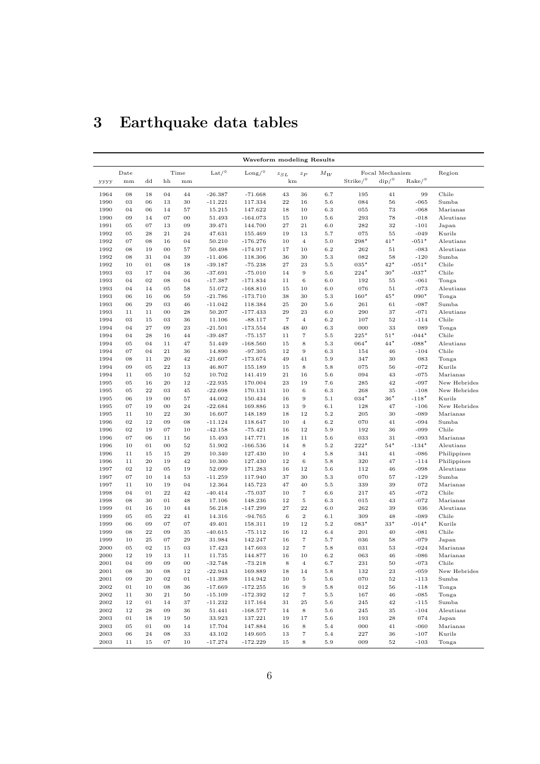# 3 Earthquake data tables

| Waveform modeling Results | | | | | | | | | | | | | |
|---|---|---|---|---|---|---|---|---|---|---|---|---|---|
| Date | | | Time | | Lat/° | Long/° | $z_{SL}$ | $z_P$ | $M_W$ | Focal Mechanism | | | Region |
| yyyy | mm | dd | hh | mm | | | km | | | Strike/° | dip/° | Rake/° | |
| 1964 | 08 | 18 | 04 | 44 | -26.387 | -71.668 | 43 | 36 | 6.7 | 195 | 41 | 99 | Chile |
| 1990 | 03 | 06 | 13 | 30 | -11.221 | 117.334 | 22 | 16 | 5.6 | 084 | 56 | -065 | Sumba |
| 1990 | 04 | 06 | 14 | 57 | 15.215 | 147.622 | 18 | 10 | 6.3 | 055 | 73 | -068 | Marianas |
| 1990 | 09 | 14 | 07 | 00 | 51.493 | -164.073 | 15 | 10 | 5.6 | 293 | 78 | -018 | Aleutians |
| 1991 | 05 | 07 | 13 | 09 | 39.471 | 144.700 | 27 | 21 | 6.0 | 282 | 32 | -101 | Japan |
| 1992 | 05 | 28 | 21 | 24 | 47.631 | 155.469 | 19 | 13 | 5.7 | 075 | 55 | -049 | Kurils |
| 1992 | 07 | 08 | 16 | 04 | 50.210 | -176.276 | 10 | 4 | 5.0 | 298⋆ | 41⋆ | -051⋆ | Aleutians |
| 1992 | 08 | 19 | 00 | 57 | 50.498 | -174.917 | 17 | 10 | 6.2 | 262 | 51 | -083 | Aleutians |
| 1992 | 08 | 31 | 04 | 39 | -11.406 | 118.306 | 36 | 30 | 5.3 | 082 | 58 | -120 | Sumba |
| 1992 | 10 | 01 | 08 | 18 | -39.187 | -75.238 | 27 | 23 | 5.5 | 035⋆ | 42⋆ | -051⋆ | Chile |
| 1993 | 03 | 17 | 04 | 36 | -37.691 | -75.010 | 14 | 9 | 5.6 | 224⋆ | 30⋆ | -037⋆ | Chile |
| 1993 | 04 | 02 | 08 | 04 | -17.387 | -171.834 | 11 | 6 | 6.0 | 192 | 55 | -061 | Tonga |
| 1993 | 04 | 14 | 05 | 58 | 51.072 | -168.810 | 15 | 10 | 6.0 | 076 | 51 | -073 | Aleutians |
| 1993 | 06 | 16 | 06 | 59 | -21.786 | -173.710 | 38 | 30 | 5.3 | 160⋆ | 45⋆ | 090⋆ | Tonga |
| 1993 | 06 | 29 | 03 | 46 | -11.042 | 118.384 | 25 | 20 | 5.6 | 261 | 61 | -087 | Sumba |
| 1993 | 11 | 11 | 00 | 28 | 50.207 | -177.433 | 29 | 23 | 6.0 | 290 | 37 | -071 | Aleutians |
| 1994 | 03 | 15 | 03 | 36 | 11.106 | -88.117 | 7 | 4 | 6.2 | 107 | 52 | -114 | Chile |
| 1994 | 04 | 27 | 09 | 23 | -21.501 | -173.554 | 48 | 40 | 6.3 | 000 | 33 | 089 | Tonga |
| 1994 | 04 | 28 | 16 | 44 | -39.487 | -75.157 | 11 | 7 | 5.5 | 225⋆ | 51⋆ | -044⋆ | Chile |
| 1994 | 05 | 04 | 11 | 47 | 51.449 | -168.560 | 15 | 8 | 5.3 | 064⋆ | 44⋆ | -088⋆ | Aleutians |
| 1994 | 07 | 04 | 21 | 36 | 14.890 | -97.305 | 12 | 9 | 6.3 | 154 | 46 | -104 | Chile |
| 1994 | 08 | 11 | 20 | 42 | -21.607 | -173.674 | 49 | 41 | 5.9 | 347 | 30 | 083 | Tonga |
| 1994 | 09 | 05 | 22 | 13 | 46.807 | 155.189 | 15 | 8 | 5.8 | 075 | 56 | -072 | Kurils |
| 1994 | 11 | 05 | 10 | 52 | 10.702 | 141.419 | 21 | 16 | 5.6 | 094 | 43 | -075 | Marianas |
| 1995 | 05 | 16 | 20 | 12 | -22.935 | 170.004 | 23 | 19 | 7.6 | 285 | 42 | -097 | New Hebrides |
| 1995 | 05 | 22 | 03 | 45 | -22.698 | 170.131 | 10 | 6 | 6.3 | 268 | 35 | -108 | New Hebrides |
| 1995 | 06 | 19 | 00 | 57 | 44.002 | 150.434 | 16 | 9 | 5.1 | 034⋆ | 36⋆ | -118⋆ | Kurils |
| 1995 | 07 | 19 | 00 | 24 | -22.684 | 169.886 | 13 | 9 | 6.1 | 128 | 47 | -106 | New Hebrides |
| 1995 | 11 | 10 | 22 | 30 | 16.607 | 148.189 | 18 | 12 | 5.2 | 205 | 30 | -089 | Marianas |
| 1996 | 02 | 12 | 09 | 08 | -11.124 | 118.647 | 10 | 4 | 6.2 | 070 | 41 | -094 | Sumba |
| 1996 | 02 | 19 | 07 | 10 | -42.158 | -75.421 | 16 | 12 | 5.9 | 192 | 36 | -099 | Chile |
| 1996 | 07 | 06 | 11 | 56 | 15.493 | 147.771 | 18 | 11 | 5.6 | 033 | 31 | -093 | Marianas |
| 1996 | 10 | 01 | 00 | 52 | 51.902 | -166.536 | 14 | 8 | 5.2 | 222⋆ | 54⋆ | -134⋆ | Aleutians |
| 1996 | 11 | 15 | 15 | 29 | 10.340 | 127.430 | 10 | 4 | 5.8 | 341 | 41 | -086 | Philippines |
| 1996 | 11 | 20 | 19 | 42 | 10.300 | 127.430 | 12 | 6 | 5.8 | 320 | 47 | -114 | Philippines |
| 1997 | 02 | 12 | 05 | 19 | 52.099 | 171.283 | 16 | 12 | 5.6 | 112 | 46 | -098 | Aleutians |
| 1997 | 07 | 10 | 14 | 53 | -11.259 | 117.940 | 37 | 30 | 5.3 | 070 | 57 | -129 | Sumba |
| 1997 | 11 | 10 | 19 | 04 | 12.364 | 145.723 | 47 | 40 | 5.5 | 339 | 39 | 072 | Marianas |
| 1998 | 04 | 01 | 22 | 42 | -40.414 | -75.037 | 10 | 7 | 6.6 | 217 | 45 | -072 | Chile |
| 1998 | 08 | 30 | 01 | 48 | 17.106 | 148.236 | 12 | 5 | 6.3 | 015 | 43 | -072 | Marianas |
| 1999 | 01 | 16 | 10 | 44 | 56.218 | -147.299 | 27 | 22 | 6.0 | 262 | 39 | 036 | Aleutians |
| 1999 | 05 | 05 | 22 | 41 | 14.316 | -94.765 | 6 | 2 | 6.1 | 309 | 48 | -089 | Chile |
| 1999 | 06 | 09 | 07 | 07 | 49.401 | 158.311 | 19 | 12 | 5.2 | 083⋆ | 33⋆ | -014⋆ | Kurils |
| 1999 | 08 | 22 | 09 | 35 | -40.615 | -75.112 | 16 | 12 | 6.4 | 201 | 40 | -081 | Chile |
| 1999 | 10 | 25 | 07 | 29 | 31.984 | 142.247 | 16 | 7 | 5.7 | 036 | 58 | -079 | Japan |
| 2000 | 05 | 02 | 15 | 03 | 17.423 | 147.603 | 12 | 7 | 5.8 | 031 | 53 | -024 | Marianas |
| 2000 | 12 | 19 | 13 | 11 | 11.735 | 144.877 | 16 | 10 | 6.2 | 063 | 46 | -086 | Marianas |
| 2001 | 04 | 09 | 09 | 00 | -32.748 | -73.218 | 8 | 4 | 6.7 | 231 | 50 | -073 | Chile |
| 2001 | 08 | 30 | 08 | 12 | -22.943 | 169.889 | 18 | 14 | 5.8 | 132 | 23 | -059 | New Hebrides |
| 2001 | 09 | 20 | 02 | 01 | -11.398 | 114.942 | 10 | 5 | 5.6 | 070 | 52 | -113 | Sumba |
| 2002 | 01 | 10 | 08 | 36 | -17.669 | -172.255 | 16 | 9 | 5.8 | 012 | 56 | -118 | Tonga |
| 2002 | 11 | 30 | 21 | 50 | -15.109 | -172.392 | 12 | 7 | 5.5 | 167 | 46 | -085 | Tonga |
| 2002 | 12 | 01 | 14 | 37 | -11.232 | 117.164 | 31 | 25 | 5.6 | 245 | 42 | -115 | Sumba |
| 2002 | 12 | 28 | 09 | 36 | 51.441 | -168.577 | 14 | 8 | 5.6 | 245 | 35 | -104 | Aleutians |
| 2003 | 01 | 18 | 19 | 50 | 33.923 | 137.221 | 19 | 17 | 5.6 | 193 | 28 | 074 | Japan |
| 2003 | 05 | 01 | 00 | 14 | 17.704 | 147.884 | 16 | 8 | 5.4 | 000 | 41 | -060 | Marianas |
| 2003 | 06 | 24 | 08 | 33 | 43.102 | 149.605 | 13 | 7 | 5.4 | 227 | 36 | -107 | Kurils |
| 2003 | 11 | 15 | 07 | 10 | -17.274 | -172.229 | 15 | 8 | 5.9 | 009 | 52 | -103 | Tonga |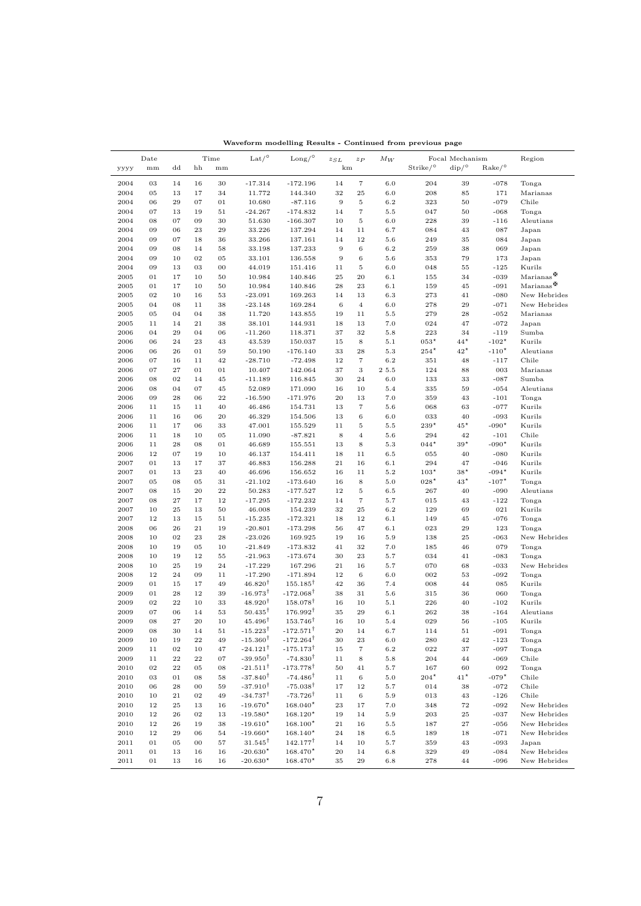**Waveform modelling Results - Continued from previous page**

| Date | | | Time | | Lat/° | Long/° | $z_{SL}$ | $z_P$ | $M_W$ | Focal Mechanism | | | Region |
|---|---|---|---|---|---|---|---|---|---|---|---|---|---|
| yyyy | mm | dd | hh | mm | | | km | | | Strike/° | dip/° | Rake/° | |
| 2004 | 03 | 14 | 16 | 30 | -17.314 | -172.196 | 14 | 7 | 6.0 | 204 | 39 | -078 | Tonga |
| 2004 | 05 | 13 | 17 | 34 | 11.772 | 144.340 | 32 | 25 | 6.0 | 208 | 85 | 171 | Marianas |
| 2004 | 06 | 29 | 07 | 01 | 10.680 | -87.116 | 9 | 5 | 6.2 | 323 | 50 | -079 | Chile |
| 2004 | 07 | 13 | 19 | 51 | -24.267 | -174.832 | 14 | 7 | 5.5 | 047 | 50 | -068 | Tonga |
| 2004 | 08 | 07 | 09 | 30 | 51.630 | -166.307 | 10 | 5 | 6.0 | 228 | 39 | -116 | Aleutians |
| 2004 | 09 | 06 | 23 | 29 | 33.226 | 137.294 | 14 | 11 | 6.7 | 084 | 43 | 087 | Japan |
| 2004 | 09 | 07 | 18 | 36 | 33.266 | 137.161 | 14 | 12 | 5.6 | 249 | 35 | 084 | Japan |
| 2004 | 09 | 08 | 14 | 58 | 33.198 | 137.233 | 9 | 6 | 6.2 | 259 | 38 | 069 | Japan |
| 2004 | 09 | 10 | 02 | 05 | 33.101 | 136.558 | 9 | 6 | 5.6 | 353 | 79 | 173 | Japan |
| 2004 | 09 | 13 | 03 | 00 | 44.019 | 151.416 | 11 | 5 | 6.0 | 048 | 55 | -125 | Kurils |
| 2005 | 01 | 17 | 10 | 50 | 10.984 | 140.846 | 25 | 20 | 6.1 | 155 | 34 | -039 | Marianas✠ |
| 2005 | 01 | 17 | 10 | 50 | 10.984 | 140.846 | 28 | 23 | 6.1 | 159 | 45 | -091 | Marianas✠ |
| 2005 | 02 | 10 | 16 | 53 | -23.091 | 169.263 | 14 | 13 | 6.3 | 273 | 41 | -080 | New Hebrides |
| 2005 | 04 | 08 | 11 | 38 | -23.148 | 169.284 | 6 | 4 | 6.0 | 278 | 29 | -071 | New Hebrides |
| 2005 | 05 | 04 | 04 | 38 | 11.720 | 143.855 | 19 | 11 | 5.5 | 279 | 28 | -052 | Marianas |
| 2005 | 11 | 14 | 21 | 38 | 38.101 | 144.931 | 18 | 13 | 7.0 | 024 | 47 | -072 | Japan |
| 2006 | 04 | 29 | 04 | 06 | -11.260 | 118.371 | 37 | 32 | 5.8 | 223 | 34 | -119 | Sumba |
| 2006 | 06 | 24 | 23 | 43 | 43.539 | 150.037 | 15 | 8 | 5.1 | 053⋆ | 44⋆ | -102⋆ | Kurils |
| 2006 | 06 | 26 | 01 | 59 | 50.190 | -176.140 | 33 | 28 | 5.3 | 254⋆ | 42⋆ | -110⋆ | Aleutians |
| 2006 | 07 | 16 | 11 | 42 | -28.710 | -72.498 | 12 | 7 | 6.2 | 351 | 48 | -117 | Chile |
| 2006 | 07 | 27 | 01 | 01 | 10.407 | 142.064 | 37 | 3 | 2 5.5 | 124 | 88 | 003 | Marianas |
| 2006 | 08 | 02 | 14 | 45 | -11.189 | 116.845 | 30 | 24 | 6.0 | 133 | 33 | -087 | Sumba |
| 2006 | 08 | 04 | 07 | 45 | 52.089 | 171.090 | 16 | 10 | 5.4 | 335 | 59 | -054 | Aleutians |
| 2006 | 09 | 28 | 06 | 22 | -16.590 | -171.976 | 20 | 13 | 7.0 | 359 | 43 | -101 | Tonga |
| 2006 | 11 | 15 | 11 | 40 | 46.486 | 154.731 | 13 | 7 | 5.6 | 068 | 63 | -077 | Kurils |
| 2006 | 11 | 16 | 06 | 20 | 46.329 | 154.506 | 13 | 6 | 6.0 | 033 | 40 | -093 | Kurils |
| 2006 | 11 | 17 | 06 | 33 | 47.001 | 155.529 | 11 | 5 | 5.5 | 239⋆ | 45⋆ | -090⋆ | Kurils |
| 2006 | 11 | 18 | 10 | 05 | 11.090 | -87.821 | 8 | 4 | 5.6 | 294 | 42 | -101 | Chile |
| 2006 | 11 | 28 | 08 | 01 | 46.689 | 155.551 | 13 | 8 | 5.3 | 044⋆ | 39⋆ | -090⋆ | Kurils |
| 2006 | 12 | 07 | 19 | 10 | 46.137 | 154.411 | 18 | 11 | 6.5 | 055 | 40 | -080 | Kurils |
| 2007 | 01 | 13 | 17 | 37 | 46.883 | 156.288 | 21 | 16 | 6.1 | 294 | 47 | -046 | Kurils |
| 2007 | 01 | 13 | 23 | 40 | 46.696 | 156.652 | 16 | 11 | 5.2 | 103⋆ | 38⋆ | -094⋆ | Kurils |
| 2007 | 05 | 08 | 05 | 31 | -21.102 | -173.640 | 16 | 8 | 5.0 | 028⋆ | 43⋆ | -107⋆ | Tonga |
| 2007 | 08 | 15 | 20 | 22 | 50.283 | -177.527 | 12 | 5 | 6.5 | 267 | 40 | -090 | Aleutians |
| 2007 | 08 | 27 | 17 | 12 | -17.295 | -172.232 | 14 | 7 | 5.7 | 015 | 43 | -122 | Tonga |
| 2007 | 10 | 25 | 13 | 50 | 46.008 | 154.239 | 32 | 25 | 6.2 | 129 | 69 | 021 | Kurils |
| 2007 | 12 | 13 | 15 | 51 | -15.235 | -172.321 | 18 | 12 | 6.1 | 149 | 45 | -076 | Tonga |
| 2008 | 06 | 26 | 21 | 19 | -20.801 | -173.298 | 56 | 47 | 6.1 | 023 | 29 | 123 | Tonga |
| 2008 | 10 | 02 | 23 | 28 | -23.026 | 169.925 | 19 | 16 | 5.9 | 138 | 25 | -063 | New Hebrides |
| 2008 | 10 | 19 | 05 | 10 | -21.849 | -173.832 | 41 | 32 | 7.0 | 185 | 46 | 079 | Tonga |
| 2008 | 10 | 19 | 12 | 55 | -21.963 | -173.674 | 30 | 23 | 5.7 | 034 | 41 | -083 | Tonga |
| 2008 | 10 | 25 | 19 | 24 | -17.229 | 167.296 | 21 | 16 | 5.7 | 070 | 68 | -033 | New Hebrides |
| 2008 | 12 | 24 | 09 | 11 | -17.290 | -171.894 | 12 | 6 | 6.0 | 002 | 53 | -092 | Tonga |
| 2009 | 01 | 15 | 17 | 49 | 46.820† | 155.185† | 42 | 36 | 7.4 | 008 | 44 | 085 | Kurils |
| 2009 | 01 | 28 | 12 | 39 | -16.973† | -172.068† | 38 | 31 | 5.6 | 315 | 36 | 060 | Tonga |
| 2009 | 02 | 22 | 10 | 33 | 48.920† | 158.078† | 16 | 10 | 5.1 | 226 | 40 | -102 | Kurils |
| 2009 | 07 | 06 | 14 | 53 | 50.435† | 176.992† | 35 | 29 | 6.1 | 262 | 38 | -164 | Aleutians |
| 2009 | 08 | 27 | 20 | 10 | 45.496† | 153.746† | 16 | 10 | 5.4 | 029 | 56 | -105 | Kurils |
| 2009 | 08 | 30 | 14 | 51 | -15.223† | -172.571† | 20 | 14 | 6.7 | 114 | 51 | -091 | Tonga |
| 2009 | 10 | 19 | 22 | 49 | -15.360† | -172.264† | 30 | 23 | 6.0 | 280 | 42 | -123 | Tonga |
| 2009 | 11 | 02 | 10 | 47 | -24.121† | -175.173† | 15 | 7 | 6.2 | 022 | 37 | -097 | Tonga |
| 2009 | 11 | 22 | 22 | 07 | -39.950† | -74.830† | 11 | 8 | 5.8 | 204 | 44 | -069 | Chile |
| 2010 | 02 | 22 | 05 | 08 | -21.511† | -173.778† | 50 | 41 | 5.7 | 167 | 60 | 092 | Tonga |
| 2010 | 03 | 01 | 08 | 58 | -37.840† | -74.486† | 11 | 6 | 5.0 | 204⋆ | 41⋆ | -079⋆ | Chile |
| 2010 | 06 | 28 | 00 | 59 | -37.910† | -75.038† | 17 | 12 | 5.7 | 014 | 38 | -072 | Chile |
| 2010 | 10 | 21 | 02 | 49 | -34.737† | -73.726† | 11 | 6 | 5.9 | 013 | 43 | -126 | Chile |
| 2010 | 12 | 25 | 13 | 16 | -19.670⋆ | 168.040⋆ | 23 | 17 | 7.0 | 348 | 72 | -092 | New Hebrides |
| 2010 | 12 | 26 | 02 | 13 | -19.580⋆ | 168.120⋆ | 19 | 14 | 5.9 | 203 | 25 | -037 | New Hebrides |
| 2010 | 12 | 26 | 19 | 38 | -19.610⋆ | 168.100⋆ | 21 | 16 | 5.5 | 187 | 27 | -056 | New Hebrides |
| 2010 | 12 | 29 | 06 | 54 | -19.660⋆ | 168.140⋆ | 24 | 18 | 6.5 | 189 | 18 | -071 | New Hebrides |
| 2011 | 01 | 05 | 00 | 57 | 31.545† | 142.177† | 14 | 10 | 5.7 | 359 | 43 | -093 | Japan |
| 2011 | 01 | 13 | 16 | 16 | -20.630⋆ | 168.470⋆ | 20 | 14 | 6.8 | 329 | 49 | -084 | New Hebrides |
| 2011 | 01 | 13 | 16 | 16 | -20.630⋆ | 168.470⋆ | 35 | 29 | 6.8 | 278 | 44 | -096 | New Hebrides |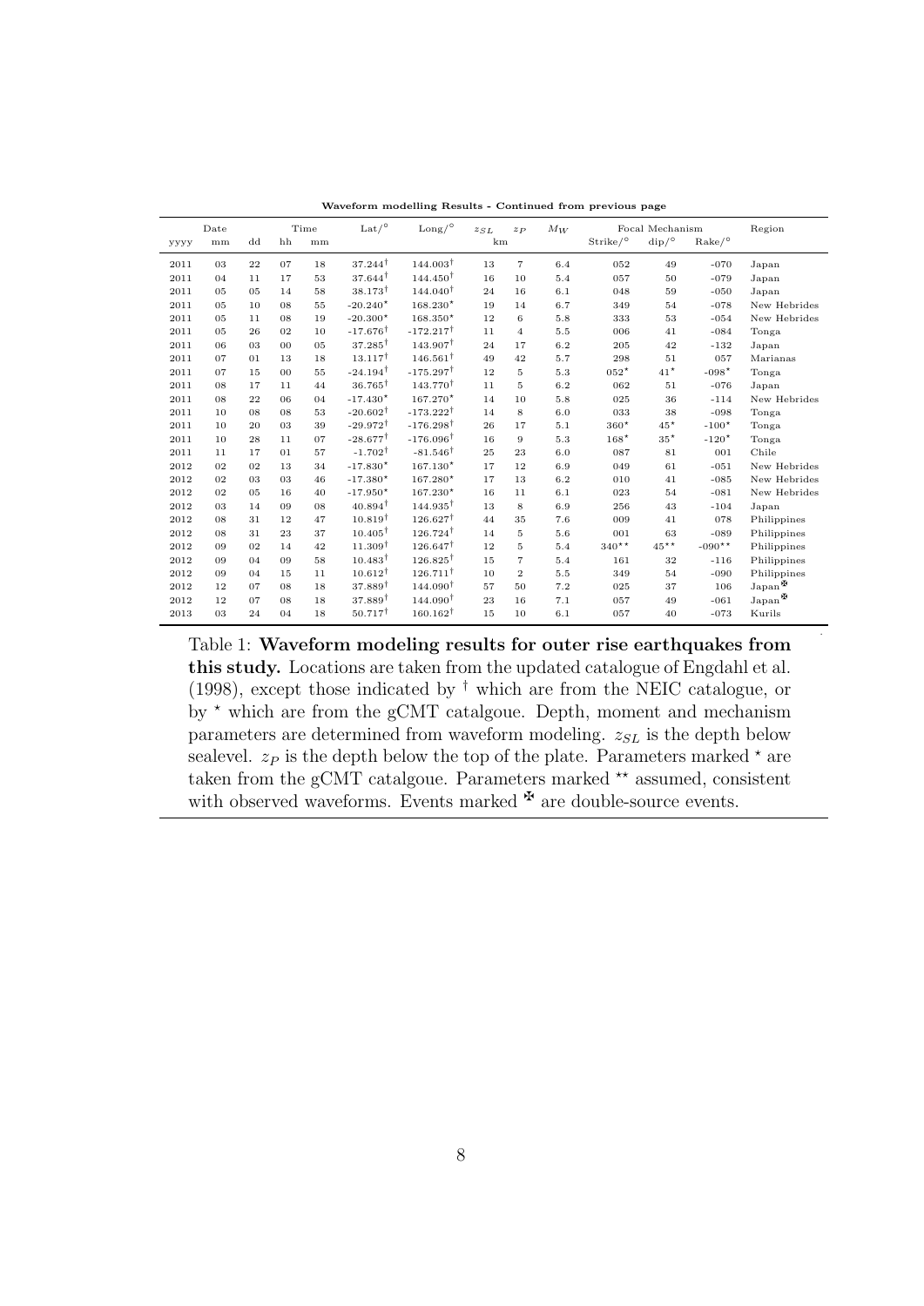**Waveform modelling Results - Continued from previous page**

| Date | | | Time | | Lat/° | Long/° | $z_{SL}$ | $z_P$ | $M_W$ | Focal Mechanism | | | Region |
|---|---|---|---|---|---|---|---|---|---|---|---|---|---|
| yyyy | mm | dd | hh | mm | | | km | | | Strike/° | dip/° | Rake/° | |
| 2011 | 03 | 22 | 07 | 18 | 37.244$^{\dagger}$ | 144.003$^{\dagger}$ | 13 | 7 | 6.4 | 052 | 49 | -070 | Japan |
| 2011 | 04 | 11 | 17 | 53 | 37.644$^{\dagger}$ | 144.450$^{\dagger}$ | 16 | 10 | 5.4 | 057 | 50 | -079 | Japan |
| 2011 | 05 | 05 | 14 | 58 | 38.173$^{\dagger}$ | 144.040$^{\dagger}$ | 24 | 16 | 6.1 | 048 | 59 | -050 | Japan |
| 2011 | 05 | 10 | 08 | 55 | -20.240$^{\star}$ | 168.230$^{\star}$ | 19 | 14 | 6.7 | 349 | 54 | -078 | New Hebrides |
| 2011 | 05 | 11 | 08 | 19 | -20.300$^{\star}$ | 168.350$^{\star}$ | 12 | 6 | 5.8 | 333 | 53 | -054 | New Hebrides |
| 2011 | 05 | 26 | 02 | 10 | -17.676$^{\dagger}$ | -172.217$^{\dagger}$ | 11 | 4 | 5.5 | 006 | 41 | -084 | Tonga |
| 2011 | 06 | 03 | 00 | 05 | 37.285$^{\dagger}$ | 143.907$^{\dagger}$ | 24 | 17 | 6.2 | 205 | 42 | -132 | Japan |
| 2011 | 07 | 01 | 13 | 18 | 13.117$^{\dagger}$ | 146.561$^{\dagger}$ | 49 | 42 | 5.7 | 298 | 51 | 057 | Marianas |
| 2011 | 07 | 15 | 00 | 55 | -24.194$^{\dagger}$ | -175.297$^{\dagger}$ | 12 | 5 | 5.3 | 052$^{\star}$ | 41$^{\star}$ | -098$^{\star}$ | Tonga |
| 2011 | 08 | 17 | 11 | 44 | 36.765$^{\dagger}$ | 143.770$^{\dagger}$ | 11 | 5 | 6.2 | 062 | 51 | -076 | Japan |
| 2011 | 08 | 22 | 06 | 04 | -17.430$^{\star}$ | 167.270$^{\star}$ | 14 | 10 | 5.8 | 025 | 36 | -114 | New Hebrides |
| 2011 | 10 | 08 | 08 | 53 | -20.602$^{\dagger}$ | -173.222$^{\dagger}$ | 14 | 8 | 6.0 | 033 | 38 | -098 | Tonga |
| 2011 | 10 | 20 | 03 | 39 | -29.972$^{\dagger}$ | -176.298$^{\dagger}$ | 26 | 17 | 5.1 | 360$^{\star}$ | 45$^{\star}$ | -100$^{\star}$ | Tonga |
| 2011 | 10 | 28 | 11 | 07 | -28.677$^{\dagger}$ | -176.096$^{\dagger}$ | 16 | 9 | 5.3 | 168$^{\star}$ | 35$^{\star}$ | -120$^{\star}$ | Tonga |
| 2011 | 11 | 17 | 01 | 57 | -1.702$^{\dagger}$ | -81.546$^{\dagger}$ | 25 | 23 | 6.0 | 087 | 81 | 001 | Chile |
| 2012 | 02 | 02 | 13 | 34 | -17.830$^{\star}$ | 167.130$^{\star}$ | 17 | 12 | 6.9 | 049 | 61 | -051 | New Hebrides |
| 2012 | 02 | 03 | 03 | 46 | -17.380$^{\star}$ | 167.280$^{\star}$ | 17 | 13 | 6.2 | 010 | 41 | -085 | New Hebrides |
| 2012 | 02 | 05 | 16 | 40 | -17.950$^{\star}$ | 167.230$^{\star}$ | 16 | 11 | 6.1 | 023 | 54 | -081 | New Hebrides |
| 2012 | 03 | 14 | 09 | 08 | 40.894$^{\dagger}$ | 144.935$^{\dagger}$ | 13 | 8 | 6.9 | 256 | 43 | -104 | Japan |
| 2012 | 08 | 31 | 12 | 47 | 10.819$^{\dagger}$ | 126.627$^{\dagger}$ | 44 | 35 | 7.6 | 009 | 41 | 078 | Philippines |
| 2012 | 08 | 31 | 23 | 37 | 10.405$^{\dagger}$ | 126.724$^{\dagger}$ | 14 | 5 | 5.6 | 001 | 63 | -089 | Philippines |
| 2012 | 09 | 02 | 14 | 42 | 11.309$^{\dagger}$ | 126.647$^{\dagger}$ | 12 | 5 | 5.4 | 340$^{\star\star}$ | 45$^{\star\star}$ | -090$^{\star\star}$ | Philippines |
| 2012 | 09 | 04 | 09 | 58 | 10.483$^{\dagger}$ | 126.825$^{\dagger}$ | 15 | 7 | 5.4 | 161 | 32 | -116 | Philippines |
| 2012 | 09 | 04 | 15 | 11 | 10.612$^{\dagger}$ | 126.711$^{\dagger}$ | 10 | 2 | 5.5 | 349 | 54 | -090 | Philippines |
| 2012 | 12 | 07 | 08 | 18 | 37.889$^{\dagger}$ | 144.090$^{\dagger}$ | 57 | 50 | 7.2 | 025 | 37 | 106 | Japan$^{✠}$ |
| 2012 | 12 | 07 | 08 | 18 | 37.889$^{\dagger}$ | 144.090$^{\dagger}$ | 23 | 16 | 7.1 | 057 | 49 | -061 | Japan$^{✠}$ |
| 2013 | 03 | 24 | 04 | 18 | 50.717$^{\dagger}$ | 160.162$^{\dagger}$ | 15 | 10 | 6.1 | 057 | 40 | -073 | Kurils |

Table 1: **Waveform modeling results for outer rise earthquakes from this study.** Locations are taken from the updated catalogue of Engdahl et al. (1998), except those indicated by $^{\dagger}$ which are from the NEIC catalogue, or by $^{\star}$ which are from the gCMT catalgoue. Depth, moment and mechanism parameters are determined from waveform modeling. $z_{SL}$ is the depth below sealevel. $z_P$ is the depth below the top of the plate. Parameters marked $^{\star}$ are taken from the gCMT catalgoue. Parameters marked $^{\star\star}$ assumed, consistent with observed waveforms. Events marked $^{✠}$ are double-source events.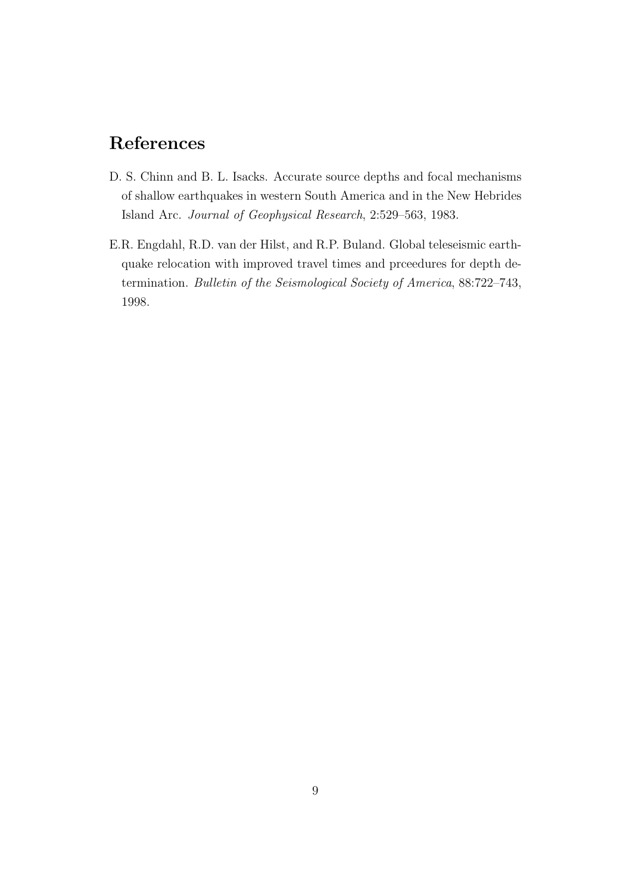# References

D. S. Chinn and B. L. Isacks. Accurate source depths and focal mechanisms of shallow earthquakes in western South America and in the New Hebrides Island Arc. *Journal of Geophysical Research*, 2:529–563, 1983.

E.R. Engdahl, R.D. van der Hilst, and R.P. Buland. Global teleseismic earthquake relocation with improved travel times and prceedures for depth determination. *Bulletin of the Seismological Society of America*, 88:722–743, 1998.